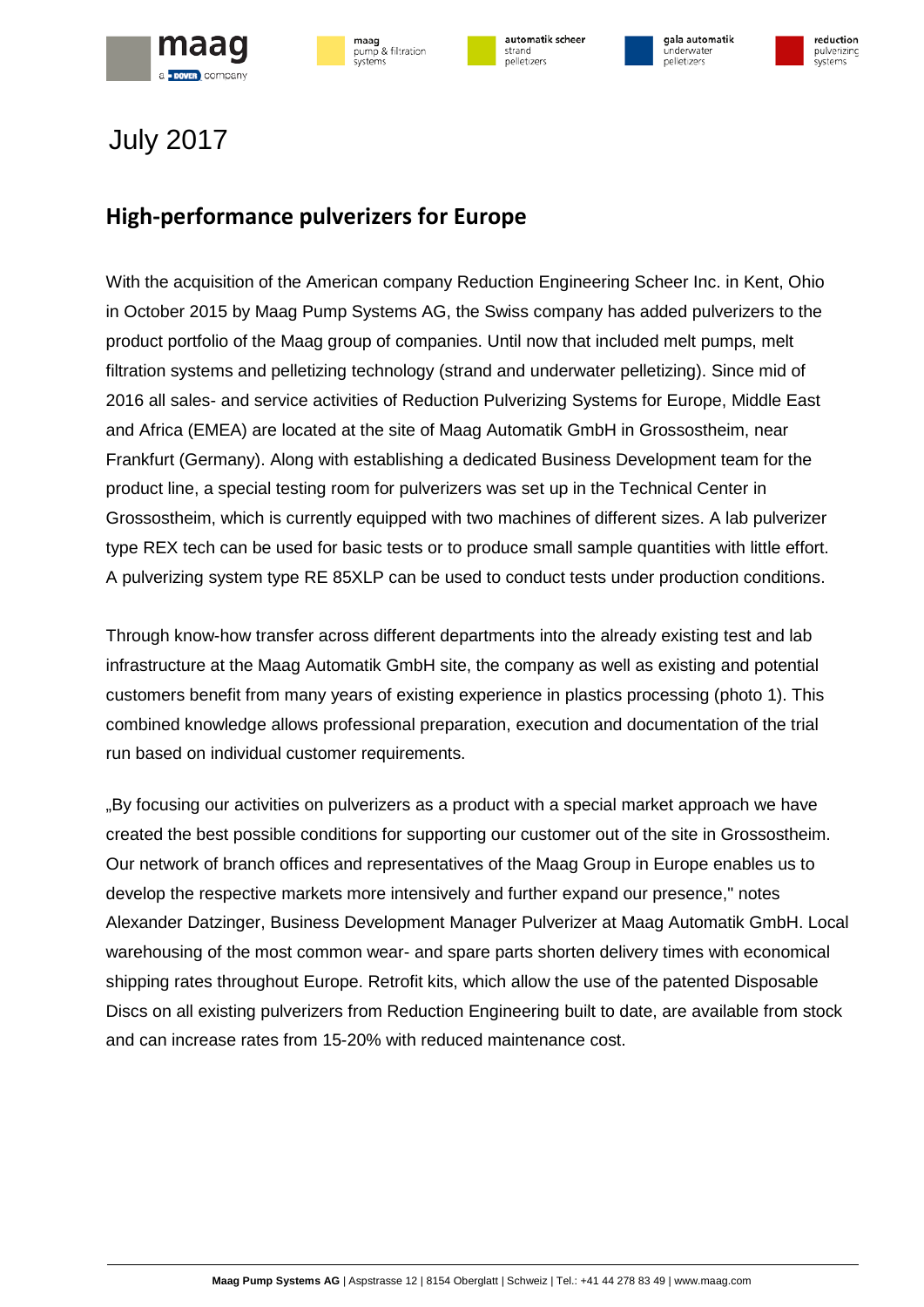July 2017

## High-performance pulverizers for Europe

With the acquisition of the American company Reduction Engineering Scheer Inc. in Kent, Ohio in October 2015 by Maag Pump Systems AG, the Swiss company has added pulverizers to the product portfolio of the Maag group of companies. Until now that included melt pumps, melt filtration systems and pelletizing technology (strand and underwater pelletizing). Since mid of 2016 all sales- and service activities of Reduction Pulverizing Systems for Europe, Middle East and Africa (EMEA) are located at the site of Maag Automatik GmbH in Grossostheim, near Frankfurt (Germany). Along with establishing a dedicated Business Development team for the product line, a special testing room for pulverizers was set up in the Technical Center in Grossostheim, which is currently equipped with two machines of different sizes. A lab pulverizer type REX tech can be used for basic tests or to produce small sample quantities with little effort. A pulverizing system type RE 85XLP can be used to conduct tests under production conditions.

Through know-how transfer across different departments into the already existing test and lab infrastructure at the Maag Automatik GmbH site, the company as well as existing and potential customers benefit from many years of existing experience in plastics processing (photo 1). This combined knowledge allows professional preparation, execution and documentation of the trial run based on individual customer requirements.

„By focusing our activities on pulverizers as a product with a special market approach we have created the best possible conditions for supporting our customer out of the site in Grossostheim. Our network of branch offices and representatives of the Maag Group in Europe enables us to develop the respective markets more intensively and further expand our presence," notes Alexander Datzinger, Business Development Manager Pulverizer at Maag Automatik GmbH. Local warehousing of the most common wear- and spare parts shorten delivery times with economical shipping rates throughout Europe. Retrofit kits, which allow the use of the patented Disposable Discs on all existing pulverizers from Reduction Engineering built to date, are available from stock and can increase rates from 15-20% with reduced maintenance cost.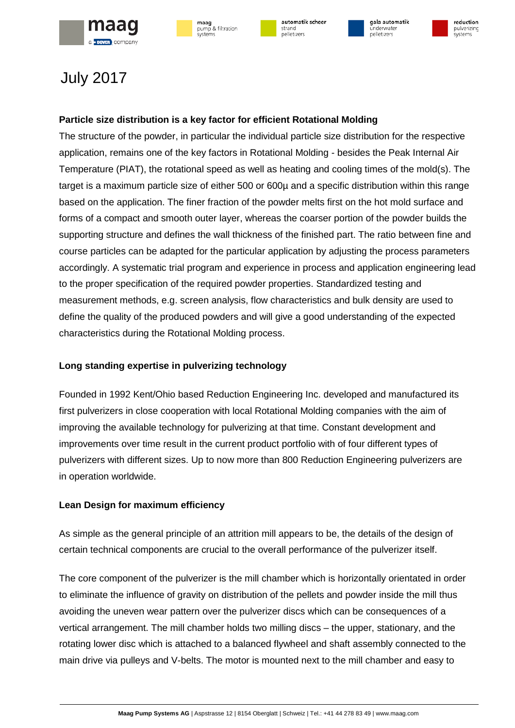July 2017

**Particle size distribution is a key factor for efficient Rotational Molding**

The structure of the powder, in particular the individual particle size distribution for the respective application, remains one of the key factors in Rotational Molding - besides the Peak Internal Air Temperature (PIAT), the rotational speed as well as heating and cooling times of the mold(s). The target is a maximum particle size of either 500 or 600µ and a specific distribution within this range based on the application. The finer fraction of the powder melts first on the hot mold surface and forms of a compact and smooth outer layer, whereas the coarser portion of the powder builds the supporting structure and defines the wall thickness of the finished part. The ratio between fine and course particles can be adapted for the particular application by adjusting the process parameters accordingly. A systematic trial program and experience in process and application engineering lead to the proper specification of the required powder properties. Standardized testing and measurement methods, e.g. screen analysis, flow characteristics and bulk density are used to define the quality of the produced powders and will give a good understanding of the expected characteristics during the Rotational Molding process.

**Long standing expertise in pulverizing technology**

Founded in 1992 Kent/Ohio based Reduction Engineering Inc. developed and manufactured its first pulverizers in close cooperation with local Rotational Molding companies with the aim of improving the available technology for pulverizing at that time. Constant development and improvements over time result in the current product portfolio with of four different types of pulverizers with different sizes. Up to now more than 800 Reduction Engineering pulverizers are in operation worldwide.

**Lean Design for maximum efficiency**

As simple as the general principle of an attrition mill appears to be, the details of the design of certain technical components are crucial to the overall performance of the pulverizer itself.

The core component of the pulverizer is the mill chamber which is horizontally orientated in order to eliminate the influence of gravity on distribution of the pellets and powder inside the mill thus avoiding the uneven wear pattern over the pulverizer discs which can be consequences of a vertical arrangement. The mill chamber holds two milling discs – the upper, stationary, and the rotating lower disc which is attached to a balanced flywheel and shaft assembly connected to the main drive via pulleys and V-belts. The motor is mounted next to the mill chamber and easy to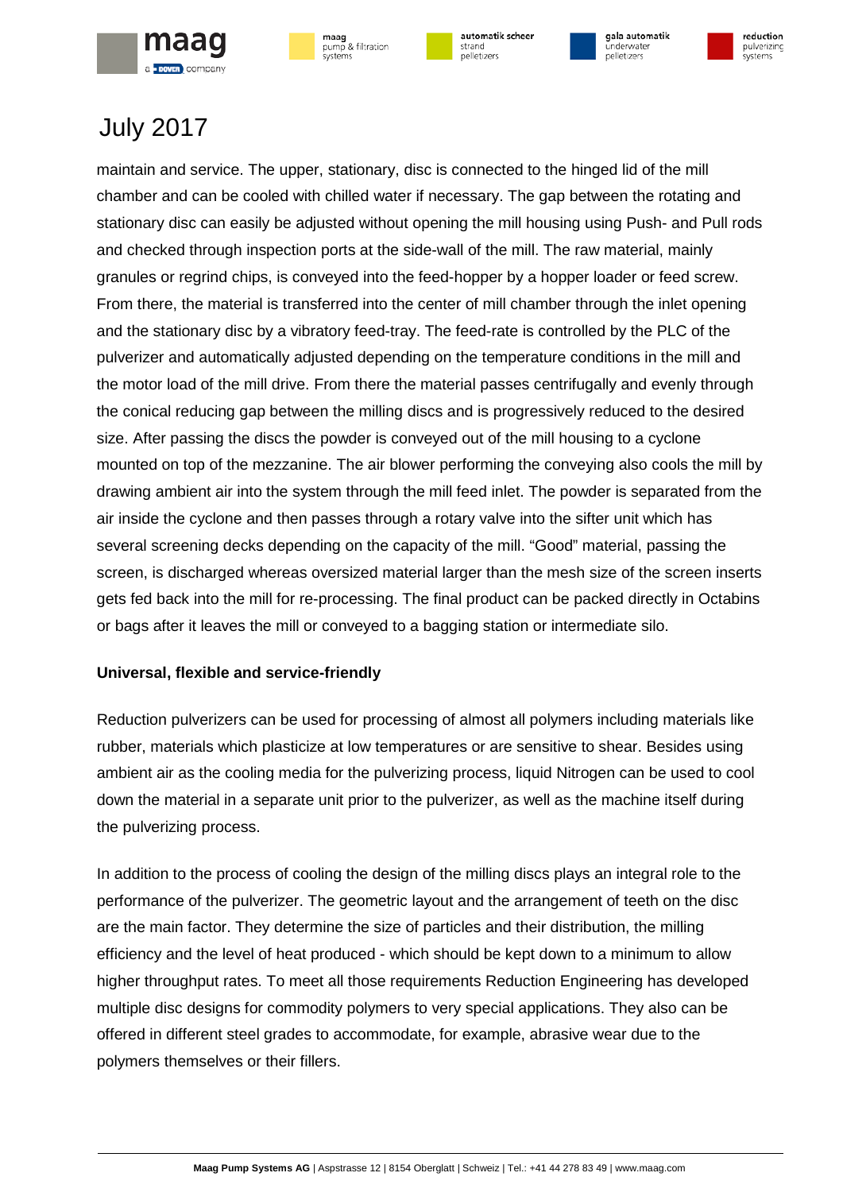maintain and service. The upper, stationary, disc is connected to the hinged lid of the mill chamber and can be cooled with chilled water if necessary. The gap between the rotating and stationary disc can easily be adjusted without opening the mill housing using Push- and Pull rods and checked through inspection ports at the side-wall of the mill. The raw material, mainly granules or regrind chips, is conveyed into the feed-hopper by a hopper loader or feed screw. From there, the material is transferred into the center of mill chamber through the inlet opening and the stationary disc by a vibratory feed-tray. The feed-rate is controlled by the PLC of the pulverizer and automatically adjusted depending on the temperature conditions in the mill and the motor load of the mill drive. From there the material passes centrifugally and evenly through the conical reducing gap between the milling discs and is progressively reduced to the desired size. After passing the discs the powder is conveyed out of the mill housing to a cyclone mounted on top of the mezzanine. The air blower performing the conveying also cools the mill by drawing ambient air into the system through the mill feed inlet. The powder is separated from the air inside the cyclone and then passes through a rotary valve into the sifter unit which has several screening decks depending on the capacity of the mill. "Good" material, passing the screen, is discharged whereas oversized material larger than the mesh size of the screen inserts gets fed back into the mill for re-processing. The final product can be packed directly in Octabins or bags after it leaves the mill or conveyed to a bagging station or intermediate silo.

**Universal, flexible and service-friendly**

Reduction pulverizers can be used for processing of almost all polymers including materials like rubber, materials which plasticize at low temperatures or are sensitive to shear. Besides using ambient air as the cooling media for the pulverizing process, liquid Nitrogen can be used to cool down the material in a separate unit prior to the pulverizer, as well as the machine itself during the pulverizing process.

In addition to the process of cooling the design of the milling discs plays an integral role to the performance of the pulverizer. The geometric layout and the arrangement of teeth on the disc are the main factor. They determine the size of particles and their distribution, the milling efficiency and the level of heat produced - which should be kept down to a minimum to allow higher throughput rates. To meet all those requirements Reduction Engineering has developed multiple disc designs for commodity polymers to very special applications. They also can be offered in different steel grades to accommodate, for example, abrasive wear due to the polymers themselves or their fillers.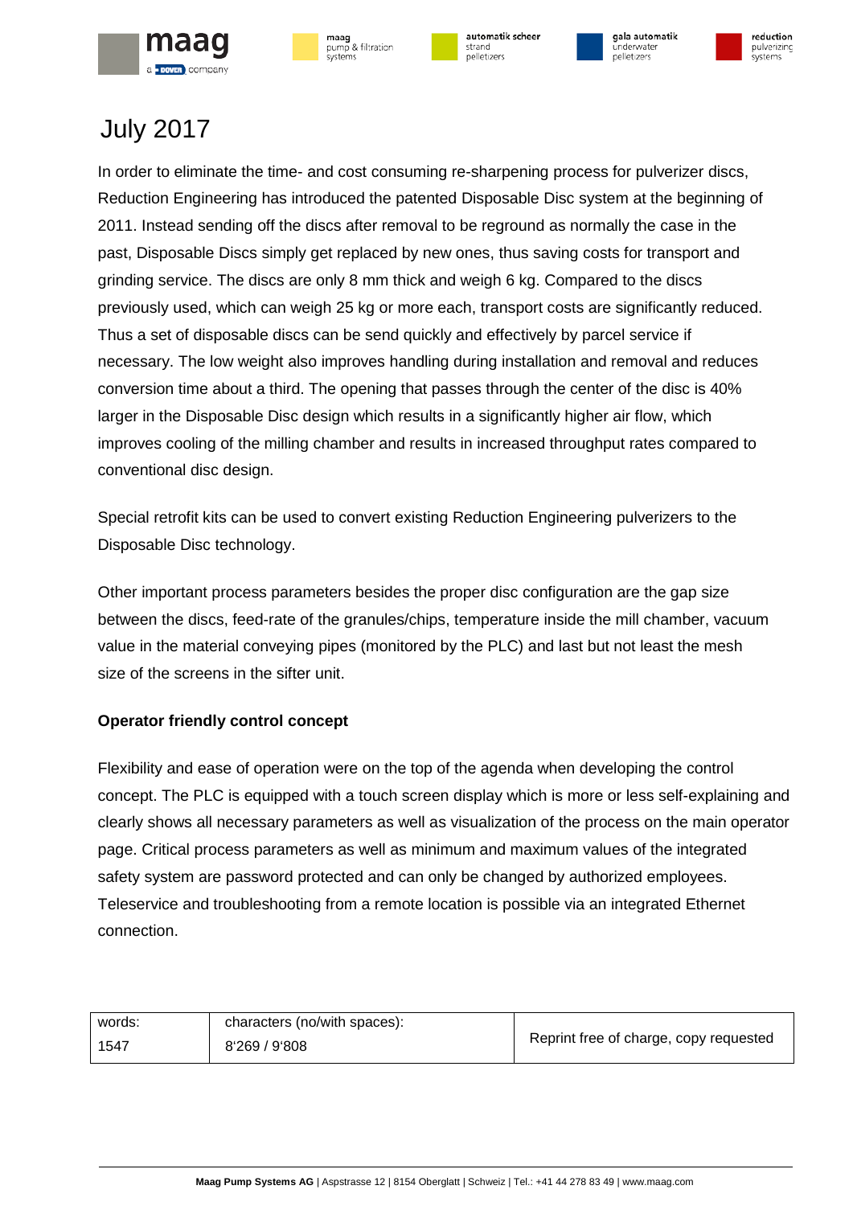July 2017

In order to eliminate the time- and cost consuming re-sharpening process for pulverizer discs, Reduction Engineering has introduced the patented Disposable Disc system at the beginning of 2011. Instead sending off the discs after removal to be reground as normally the case in the past, Disposable Discs simply get replaced by new ones, thus saving costs for transport and grinding service. The discs are only 8 mm thick and weigh 6 kg. Compared to the discs previously used, which can weigh 25 kg or more each, transport costs are significantly reduced. Thus a set of disposable discs can be send quickly and effectively by parcel service if necessary. The low weight also improves handling during installation and removal and reduces conversion time about a third. The opening that passes through the center of the disc is 40% larger in the Disposable Disc design which results in a significantly higher air flow, which improves cooling of the milling chamber and results in increased throughput rates compared to conventional disc design.

Special retrofit kits can be used to convert existing Reduction Engineering pulverizers to the Disposable Disc technology.

Other important process parameters besides the proper disc configuration are the gap size between the discs, feed-rate of the granules/chips, temperature inside the mill chamber, vacuum value in the material conveying pipes (monitored by the PLC) and last but not least the mesh size of the screens in the sifter unit.

**Operator friendly control concept**

Flexibility and ease of operation were on the top of the agenda when developing the control concept. The PLC is equipped with a touch screen display which is more or less self-explaining and clearly shows all necessary parameters as well as visualization of the process on the main operator page. Critical process parameters as well as minimum and maximum values of the integrated safety system are password protected and can only be changed by authorized employees. Teleservice and troubleshooting from a remote location is possible via an integrated Ethernet connection.

| words: | characters (no/with spaces): | Reprint free of charge, copy requested |
|---|---|---|
| 1547 | 8'269 / 9'808 | |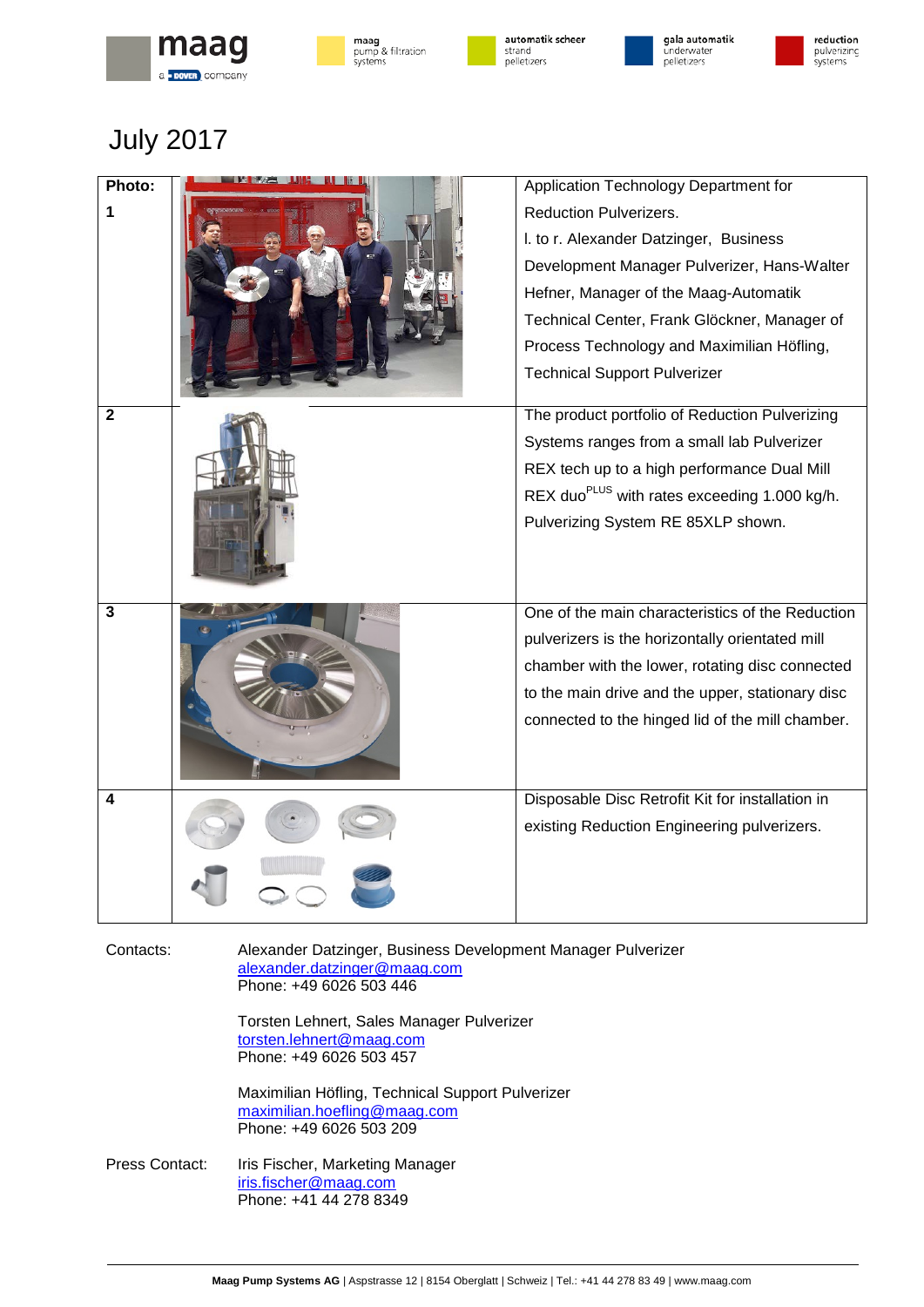# July 2017

| Photo: | | |
|---|---|---|
| 1 | | Application Technology Department for Reduction Pulverizers. l. to r. Alexander Datzinger, Business Development Manager Pulverizer, Hans-Walter Hefner, Manager of the Maag-Automatik Technical Center, Frank Glöckner, Manager of Process Technology and Maximilian Höfling, Technical Support Pulverizer |
| 2 | | The product portfolio of Reduction Pulverizing Systems ranges from a small lab Pulverizer REX tech up to a high performance Dual Mill REX duo[PLUS] with rates exceeding 1.000 kg/h. Pulverizing System RE 85XLP shown. |
| 3 | | One of the main characteristics of the Reduction pulverizers is the horizontally orientated mill chamber with the lower, rotating disc connected to the main drive and the upper, stationary disc connected to the hinged lid of the mill chamber. |
| 4 | | Disposable Disc Retrofit Kit for installation in existing Reduction Engineering pulverizers. |

Contacts:

Alexander Datzinger, Business Development Manager Pulverizer
alexander.datzinger@maag.com
Phone: +49 6026 503 446

Torsten Lehnert, Sales Manager Pulverizer
torsten.lehnert@maag.com
Phone: +49 6026 503 457

Maximilian Höfling, Technical Support Pulverizer
maximilian.hoefling@maag.com
Phone: +49 6026 503 209

Press Contact:

Iris Fischer, Marketing Manager
iris.fischer@maag.com
Phone: +41 44 278 8349